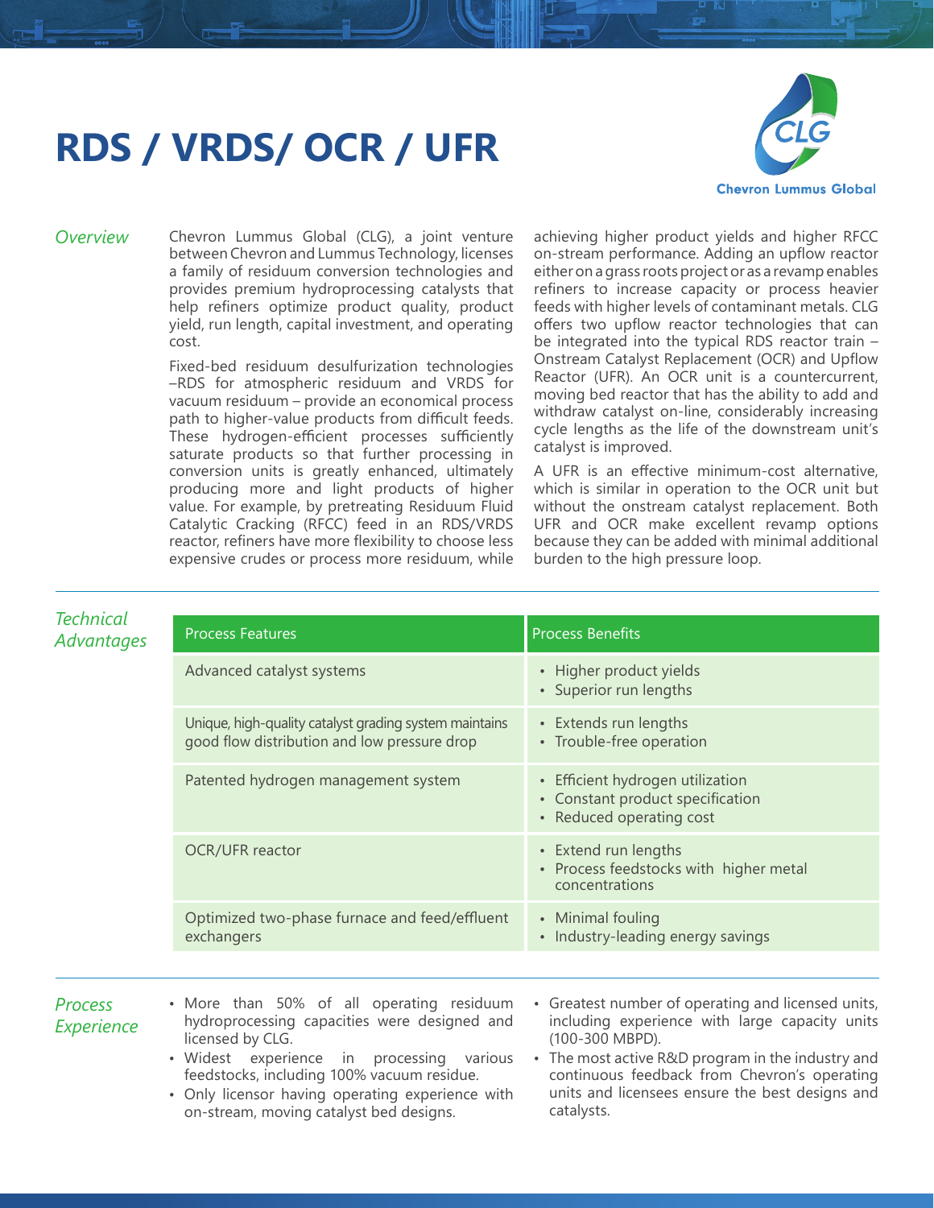# RDS / VRDS/ OCR / UFR

Chevron Lummus Global

## Overview

Chevron Lummus Global (CLG), a joint venture between Chevron and Lummus Technology, licenses a family of residuum conversion technologies and provides premium hydroprocessing catalysts that help refiners optimize product quality, product yield, run length, capital investment, and operating cost.

Fixed-bed residuum desulfurization technologies –RDS for atmospheric residuum and VRDS for vacuum residuum – provide an economical process path to higher-value products from difficult feeds. These hydrogen-efficient processes sufficiently saturate products so that further processing in conversion units is greatly enhanced, ultimately producing more and light products of higher value. For example, by pretreating Residuum Fluid Catalytic Cracking (RFCC) feed in an RDS/VRDS reactor, refiners have more flexibility to choose less expensive crudes or process more residuum, while achieving higher product yields and higher RFCC on-stream performance. Adding an upflow reactor either on a grass roots project or as a revamp enables refiners to increase capacity or process heavier feeds with higher levels of contaminant metals. CLG offers two upflow reactor technologies that can be integrated into the typical RDS reactor train – Onstream Catalyst Replacement (OCR) and Upflow Reactor (UFR). An OCR unit is a countercurrent, moving bed reactor that has the ability to add and withdraw catalyst on-line, considerably increasing cycle lengths as the life of the downstream unit's catalyst is improved.

A UFR is an effective minimum-cost alternative, which is similar in operation to the OCR unit but without the onstream catalyst replacement. Both UFR and OCR make excellent revamp options because they can be added with minimal additional burden to the high pressure loop.

## Technical Advantages

| Process Features | Process Benefits |
|---|---|
| Advanced catalyst systems | • Higher product yields<br>• Superior run lengths |
| Unique, high-quality catalyst grading system maintains good flow distribution and low pressure drop | • Extends run lengths<br>• Trouble-free operation |
| Patented hydrogen management system | • Efficient hydrogen utilization<br>• Constant product specification<br>• Reduced operating cost |
| OCR/UFR reactor | • Extend run lengths<br>• Process feedstocks with higher metal concentrations |
| Optimized two-phase furnace and feed/effluent exchangers | • Minimal fouling<br>• Industry-leading energy savings |

## Process Experience

- More than 50% of all operating residuum hydroprocessing capacities were designed and licensed by CLG.
- Widest experience in processing various feedstocks, including 100% vacuum residue.
- Only licensor having operating experience with on-stream, moving catalyst bed designs.
- Greatest number of operating and licensed units, including experience with large capacity units (100-300 MBPD).
- The most active R&D program in the industry and continuous feedback from Chevron's operating units and licensees ensure the best designs and catalysts.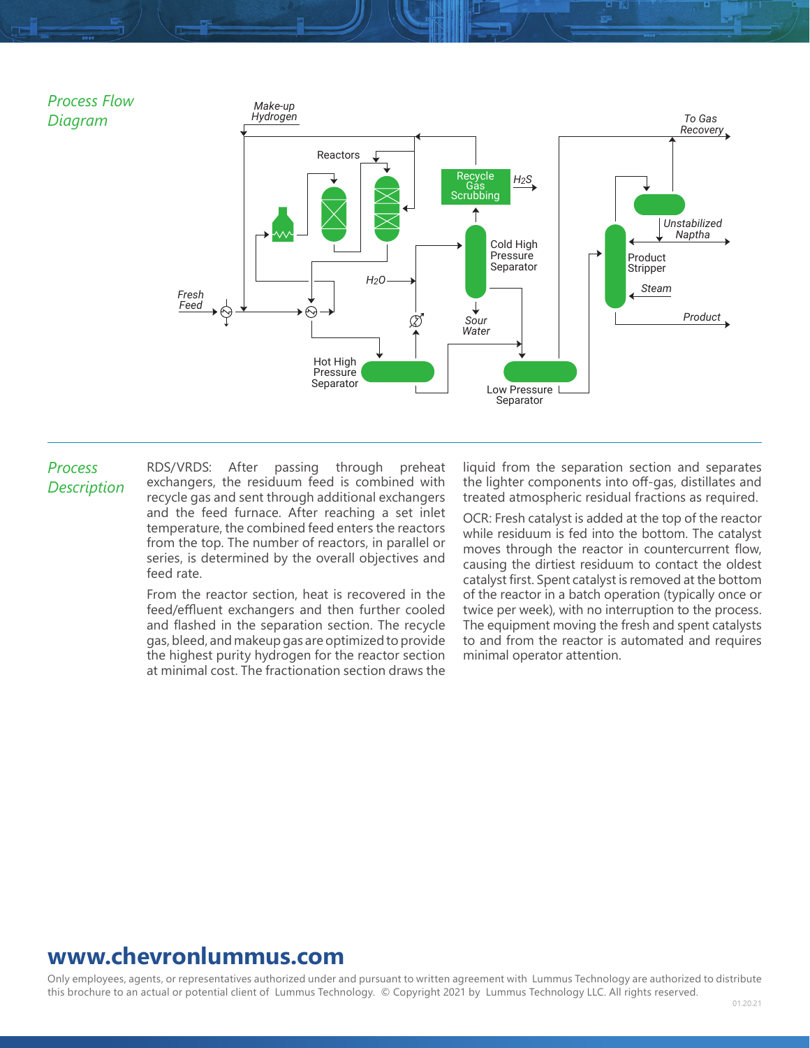## Process Flow Diagram

Make-up Hydrogen

To Gas Recovery

Reactors

Recycle Gas Scrubbing

$H_2S$

Unstabilized Naphtha

Product Stripper

Cold High Pressure Separator

Fresh Feed

$H_2O$

Steam

Sour Water

Product

Hot High Pressure Separator

Low Pressure Separator

---

## Process Description

RDS/VRDS: After passing through preheat exchangers, the residuum feed is combined with recycle gas and sent through additional exchangers and the feed furnace. After reaching a set inlet temperature, the combined feed enters the reactors from the top. The number of reactors, in parallel or series, is determined by the overall objectives and feed rate.

From the reactor section, heat is recovered in the feed/effluent exchangers and then further cooled and flashed in the separation section. The recycle gas, bleed, and makeup gas are optimized to provide the highest purity hydrogen for the reactor section at minimal cost. The fractionation section draws the liquid from the separation section and separates the lighter components into off-gas, distillates and treated atmospheric residual fractions as required.

OCR: Fresh catalyst is added at the top of the reactor while residuum is fed into the bottom. The catalyst moves through the reactor in countercurrent flow, causing the dirtiest residuum to contact the oldest catalyst first. Spent catalyst is removed at the bottom of the reactor in a batch operation (typically once or twice per week), with no interruption to the process. The equipment moving the fresh and spent catalysts to and from the reactor is automated and requires minimal operator attention.

**www.chevronlummus.com**

Only employees, agents, or representatives authorized under and pursuant to written agreement with Lummus Technology are authorized to distribute this brochure to an actual or potential client of Lummus Technology. © Copyright 2021 by Lummus Technology LLC. All rights reserved.

01.20.21